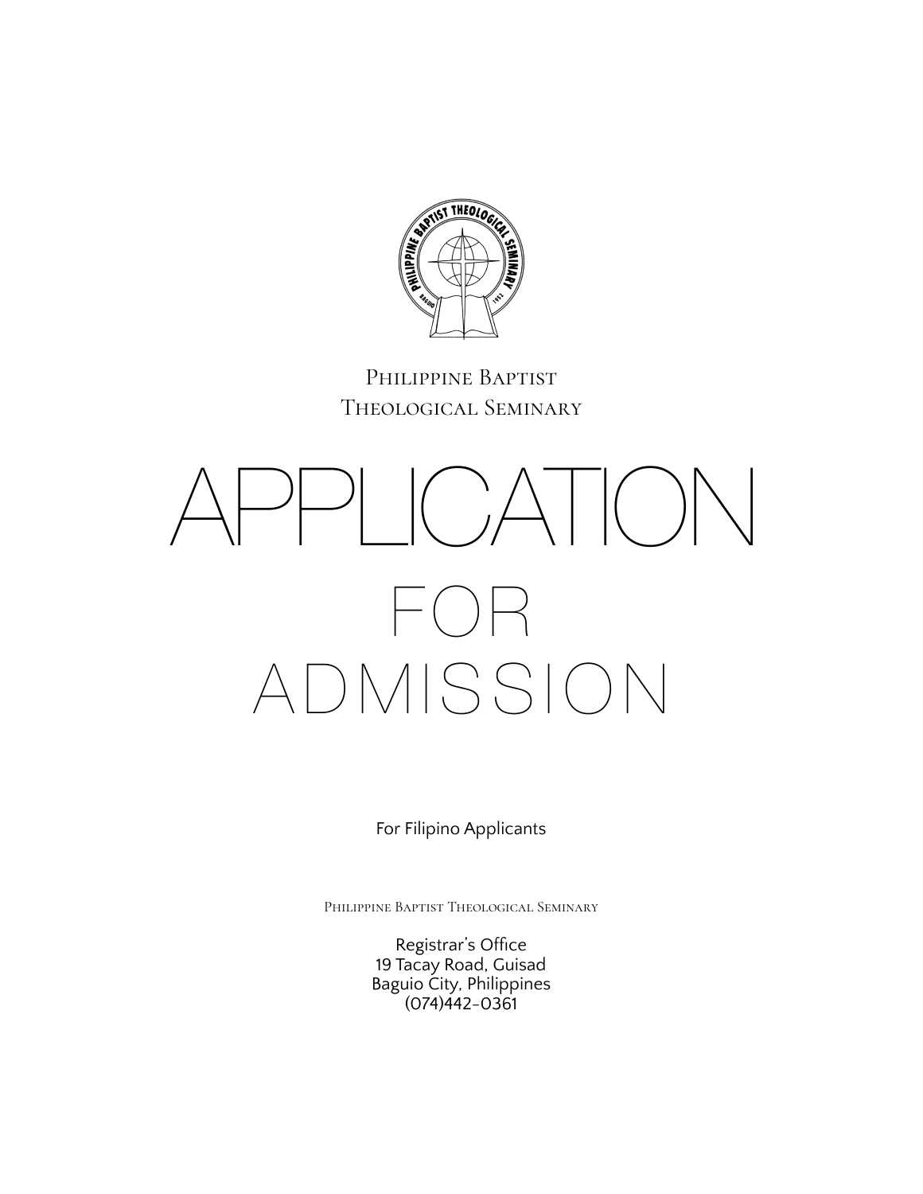Philippine Baptist Theological Seminary

# APPLICATION FOR ADMISSION

For Filipino Applicants

Philippine Baptist Theological Seminary

Registrar's Office
19 Tacay Road, Guisad
Baguio City, Philippines
(074)442-0361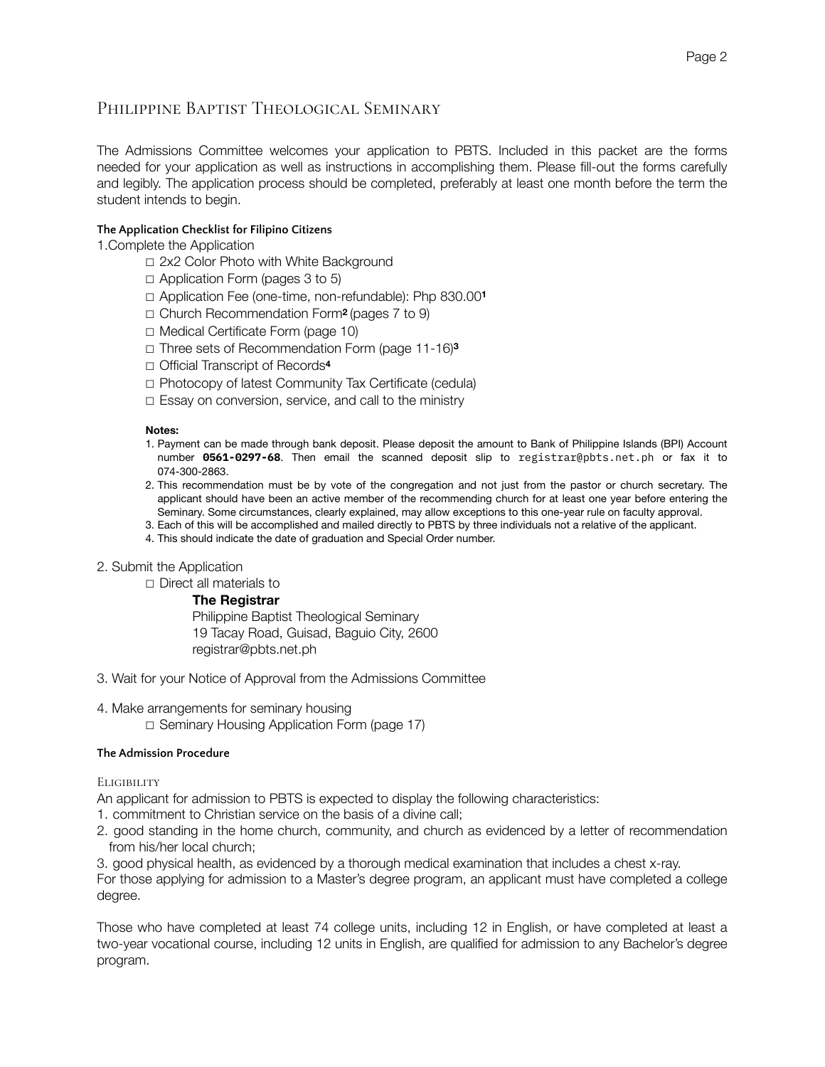# Philippine Baptist Theological Seminary

The Admissions Committee welcomes your application to PBTS. Included in this packet are the forms needed for your application as well as instructions in accomplishing them. Please fill-out the forms carefully and legibly. The application process should be completed, preferably at least one month before the term the student intends to begin.

#### The Application Checklist for Filipino Citizens

1.Complete the Application

- □ 2x2 Color Photo with White Background
- □ Application Form (pages 3 to 5)
- □ Application Fee (one-time, non-refundable): Php 830.00[1]
- □ Church Recommendation Form[2] (pages 7 to 9)
- □ Medical Certificate Form (page 10)
- □ Three sets of Recommendation Form (page 11-16)[3]
- □ Official Transcript of Records[4]
- □ Photocopy of latest Community Tax Certificate (cedula)
- □ Essay on conversion, service, and call to the ministry

**Notes:**

1. Payment can be made through bank deposit. Please deposit the amount to Bank of Philippine Islands (BPI) Account number **0561-0297-68**. Then email the scanned deposit slip to registrar@pbts.net.ph or fax it to 074-300-2863.
2. This recommendation must be by vote of the congregation and not just from the pastor or church secretary. The applicant should have been an active member of the recommending church for at least one year before entering the Seminary. Some circumstances, clearly explained, may allow exceptions to this one-year rule on faculty approval.
3. Each of this will be accomplished and mailed directly to PBTS by three individuals not a relative of the applicant.
4. This should indicate the date of graduation and Special Order number.

2. Submit the Application

- □ Direct all materials to

  **The Registrar**
  Philippine Baptist Theological Seminary
  19 Tacay Road, Guisad, Baguio City, 2600
  registrar@pbts.net.ph

3. Wait for your Notice of Approval from the Admissions Committee

4. Make arrangements for seminary housing

- □ Seminary Housing Application Form (page 17)

#### The Admission Procedure

Eligibility

An applicant for admission to PBTS is expected to display the following characteristics:

1. commitment to Christian service on the basis of a divine call;
2. good standing in the home church, community, and church as evidenced by a letter of recommendation from his/her local church;
3. good physical health, as evidenced by a thorough medical examination that includes a chest x-ray.

For those applying for admission to a Master's degree program, an applicant must have completed a college degree.

Those who have completed at least 74 college units, including 12 in English, or have completed at least a two-year vocational course, including 12 units in English, are qualified for admission to any Bachelor's degree program.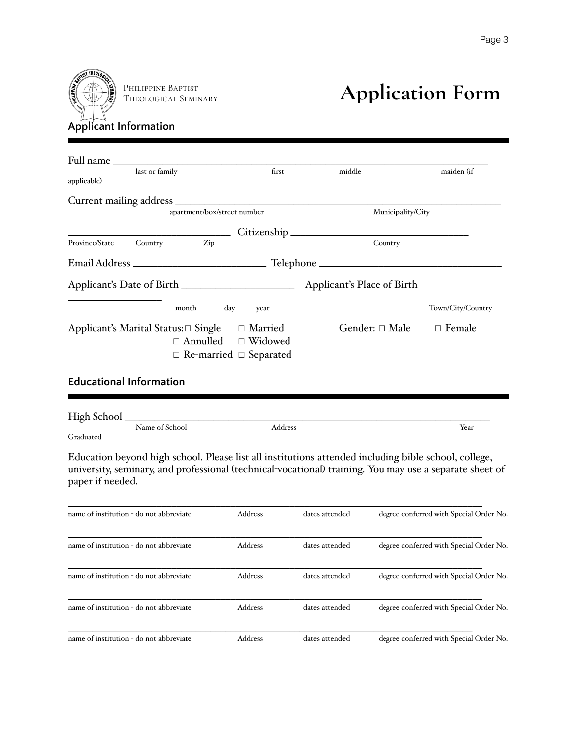Philippine Baptist Theological Seminary

# Application Form

## Applicant Information

Full name ______________________________________________________________
last or family first middle maiden (if applicable)

Current mailing address ______________________________________________________
apartment/box/street number Municipality/City

______________________________ Citizenship ______________________________
Province/State Country Zip Country

Email Address ________________________ Telephone ______________________________

Applicant's Date of Birth ____________________ Applicant's Place of Birth ________________
month day year Town/City/Country

Applicant's Marital Status: □ Single □ Married □ Annulled □ Widowed □ Re-married □ Separated

Gender: □ Male □ Female

## Educational Information

High School ______________________________________________________________
Name of School Address Year Graduated

Education beyond high school. Please list all institutions attended including bible school, college, university, seminary, and professional (technical-vocational) training. You may use a separate sheet of paper if needed.

| name of institution - do not abbreviate | Address | dates attended | degree conferred with Special Order No. |
|---|---|---|---|
| | | | |
| | | | |
| | | | |
| | | | |
| | | | |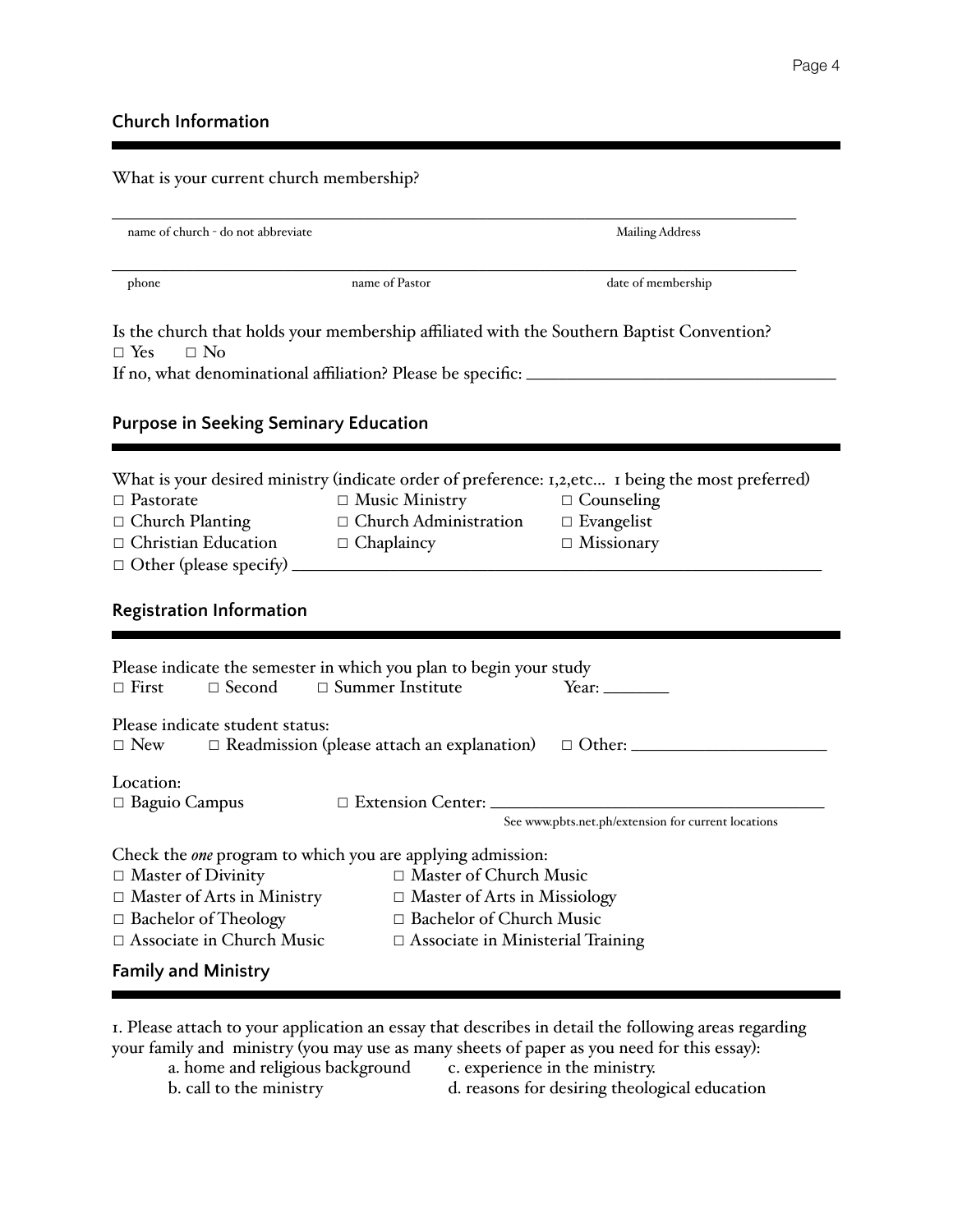## Church Information

What is your current church membership?

\_\_\_\_\_\_\_\_\_\_\_\_\_\_\_\_\_\_\_\_\_\_\_\_\_\_\_\_\_\_\_\_\_\_\_\_\_\_\_\_\_\_\_\_\_\_\_\_\_\_\_\_\_\_\_\_\_\_\_\_\_\_\_\_\_\_\_\_\_\_\_\_

name of church - do not abbreviate                                                                                    Mailing Address

\_\_\_\_\_\_\_\_\_\_\_\_\_\_\_\_\_\_\_\_\_\_\_\_\_\_\_\_\_\_\_\_\_\_\_\_\_\_\_\_\_\_\_\_\_\_\_\_\_\_\_\_\_\_\_\_\_\_\_\_\_\_\_\_\_\_\_\_\_\_\_\_

phone                                        name of Pastor                                        date of membership

Is the church that holds your membership affiliated with the Southern Baptist Convention?

□ Yes    □ No

If no, what denominational affiliation? Please be specific: \_\_\_\_\_\_\_\_\_\_\_\_\_\_\_\_\_\_\_\_\_\_\_\_\_\_\_\_\_\_\_\_

## Purpose in Seeking Seminary Education

What is your desired ministry (indicate order of preference: 1,2,etc... 1 being the most preferred)

□ Pastorate    □ Music Ministry    □ Counseling

□ Church Planting    □ Church Administration    □ Evangelist

□ Christian Education    □ Chaplaincy    □ Missionary

□ Other (please specify) \_\_\_\_\_\_\_\_\_\_\_\_\_\_\_\_\_\_\_\_\_\_\_\_\_\_\_\_\_\_\_\_\_\_\_\_\_\_\_\_\_\_\_\_\_\_\_\_\_\_\_\_\_\_

## Registration Information

Please indicate the semester in which you plan to begin your study

□ First    □ Second    □ Summer Institute    Year: \_\_\_\_\_\_\_

Please indicate student status:

□ New    □ Readmission (please attach an explanation)    □ Other: \_\_\_\_\_\_\_\_\_\_\_\_\_\_\_\_\_\_\_\_

Location:

□ Baguio Campus    □ Extension Center: \_\_\_\_\_\_\_\_\_\_\_\_\_\_\_\_\_\_\_\_\_\_\_\_\_\_\_\_\_\_\_\_\_\_\_

See www.pbts.net.ph/extension for current locations

Check the *one* program to which you are applying admission:

□ Master of Divinity    □ Master of Church Music

□ Master of Arts in Ministry    □ Master of Arts in Missiology

□ Bachelor of Theology    □ Bachelor of Church Music

□ Associate in Church Music    □ Associate in Ministerial Training

## Family and Ministry

1. Please attach to your application an essay that describes in detail the following areas regarding your family and ministry (you may use as many sheets of paper as you need for this essay):
   - a. home and religious background
   - b. call to the ministry
   - c. experience in the ministry.
   - d. reasons for desiring theological education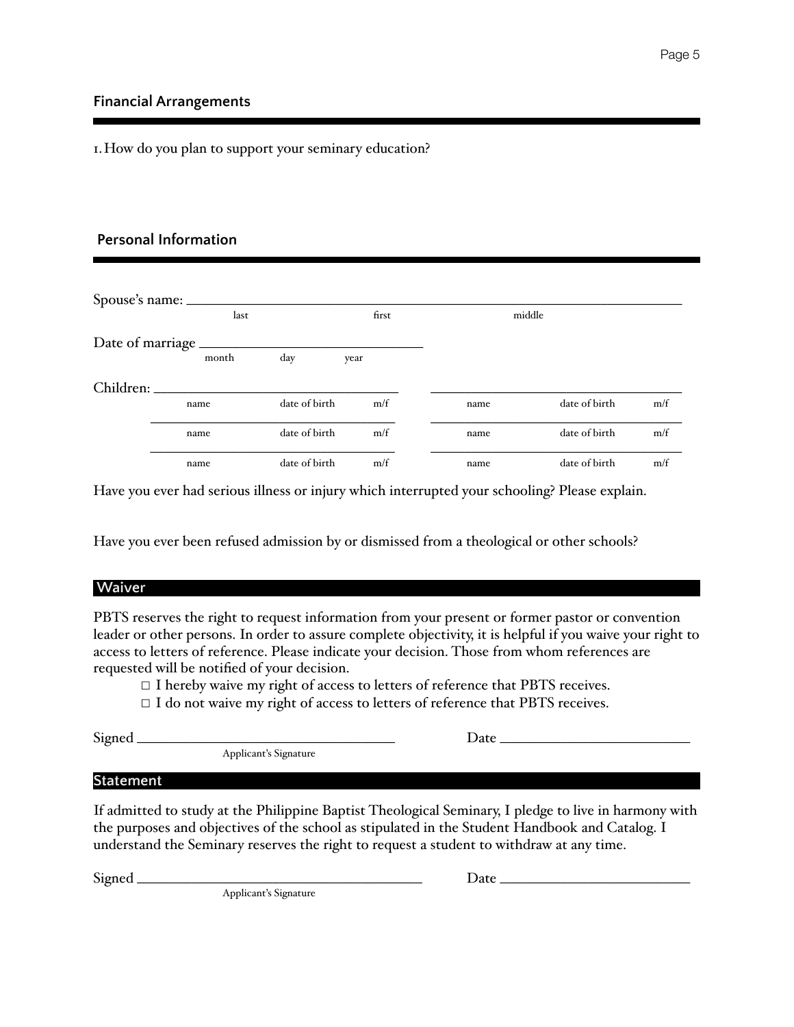## Financial Arrangements

1. How do you plan to support your seminary education?

## Personal Information

Spouse's name: ______________________________________________
last first middle

Date of marriage ______________________
month day year

Children:

| name | date of birth | m/f | name | date of birth | m/f |
|---|---|---|---|---|---|
| | | | | | |
| | | | | | |
| | | | | | |

Have you ever had serious illness or injury which interrupted your schooling? Please explain.

Have you ever been refused admission by or dismissed from a theological or other schools?

## Waiver

PBTS reserves the right to request information from your present or former pastor or convention leader or other persons. In order to assure complete objectivity, it is helpful if you waive your right to access to letters of reference. Please indicate your decision. Those from whom references are requested will be notified of your decision.

- □ I hereby waive my right of access to letters of reference that PBTS receives.
- □ I do not waive my right of access to letters of reference that PBTS receives.

Signed ______________________________ Date ______________________
Applicant's Signature

## Statement

If admitted to study at the Philippine Baptist Theological Seminary, I pledge to live in harmony with the purposes and objectives of the school as stipulated in the Student Handbook and Catalog. I understand the Seminary reserves the right to request a student to withdraw at any time.

Signed ______________________________ Date ______________________
Applicant's Signature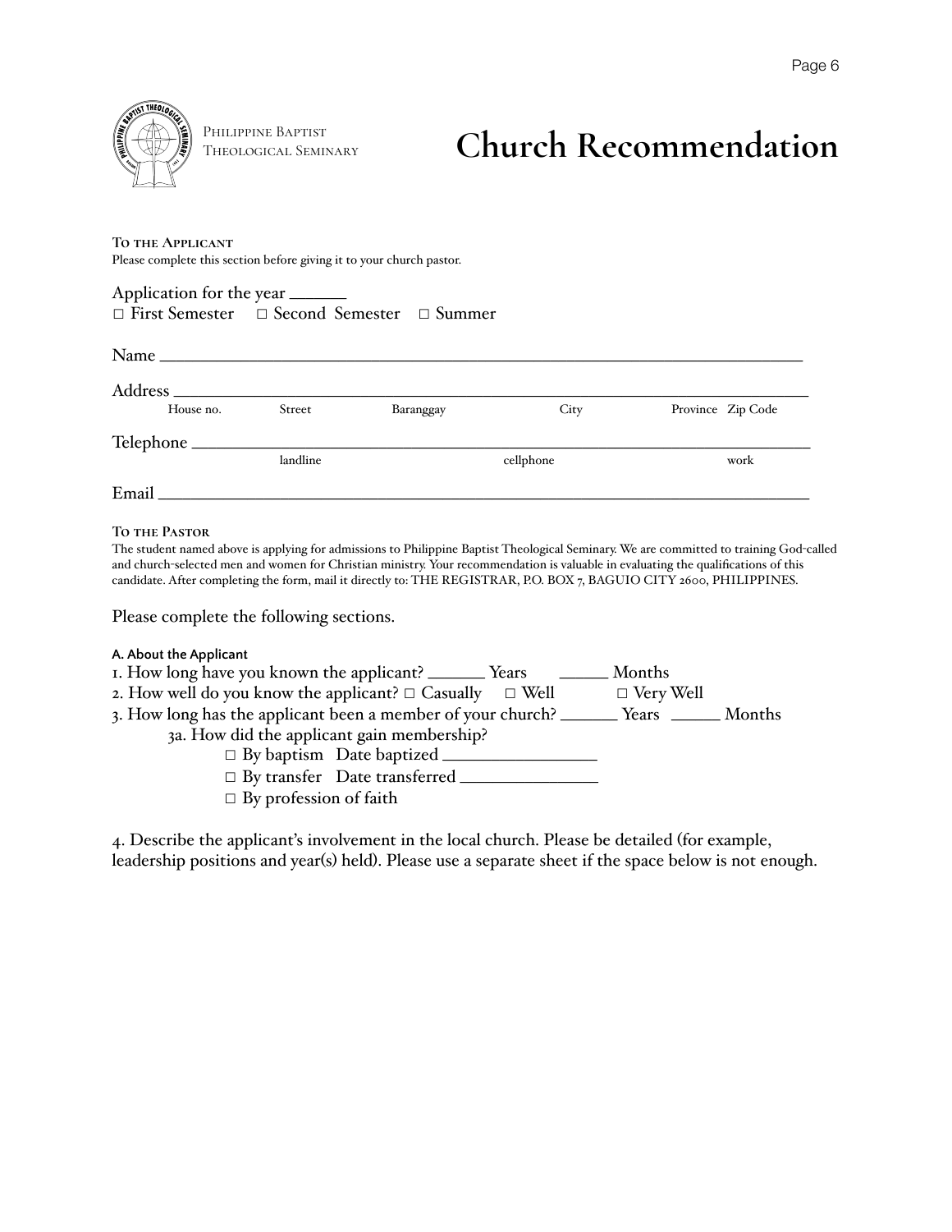Philippine Baptist Theological Seminary

# Church Recommendation

**To the Applicant**

Please complete this section before giving it to your church pastor.

Application for the year ______

□ First Semester □ Second Semester □ Summer

Name ____________________________________________________________________

Address __________________________________________________________________

House no. Street Baranggay City Province Zip Code

Telephone ________________________________________________________________

landline cellphone work

Email ____________________________________________________________________

**To the Pastor**

The student named above is applying for admissions to Philippine Baptist Theological Seminary. We are committed to training God-called and church-selected men and women for Christian ministry. Your recommendation is valuable in evaluating the qualifications of this candidate. After completing the form, mail it directly to: THE REGISTRAR, P.O. BOX 7, BAGUIO CITY 2600, PHILIPPINES.

Please complete the following sections.

**A. About the Applicant**

1. How long have you known the applicant? ______ Years ______ Months
2. How well do you know the applicant? □ Casually □ Well □ Very Well
3. How long has the applicant been a member of your church? ______ Years ______ Months
   - 3a. How did the applicant gain membership?
     - □ By baptism Date baptized ________________
     - □ By transfer Date transferred ________________
     - □ By profession of faith

4. Describe the applicant's involvement in the local church. Please be detailed (for example, leadership positions and year(s) held). Please use a separate sheet if the space below is not enough.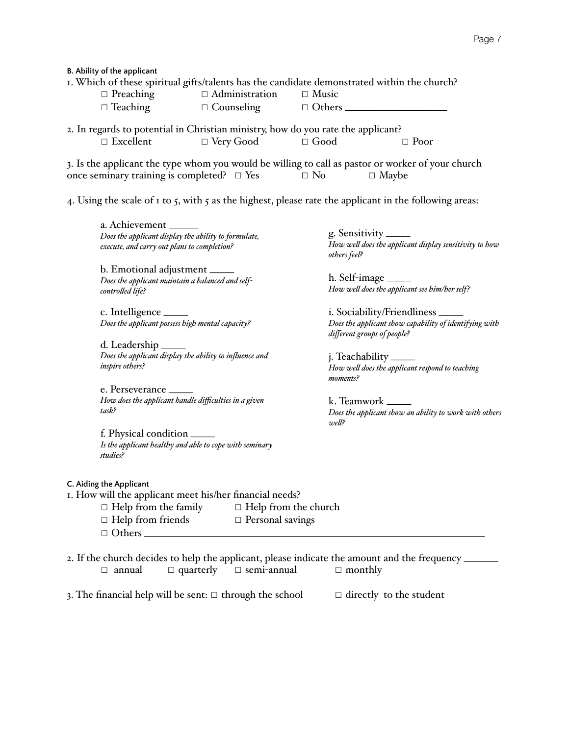#### B. Ability of the applicant

1. Which of these spiritual gifts/talents has the candidate demonstrated within the church?

   □ Preaching  □ Administration  □ Music
   □ Teaching  □ Counseling  □ Others ___________________

2. In regards to potential in Christian ministry, how do you rate the applicant?

   □ Excellent  □ Very Good  □ Good  □ Poor

3. Is the applicant the type whom you would be willing to call as pastor or worker of your church once seminary training is completed?  □ Yes  □ No  □ Maybe

4. Using the scale of 1 to 5, with 5 as the highest, please rate the applicant in the following areas:

   a. Achievement _____
   *Does the applicant display the ability to formulate, execute, and carry out plans to completion?*

   b. Emotional adjustment _____
   *Does the applicant maintain a balanced and self-controlled life?*

   c. Intelligence _____
   *Does the applicant possess high mental capacity?*

   d. Leadership _____
   *Does the applicant display the ability to influence and inspire others?*

   e. Perseverance _____
   *How does the applicant handle difficulties in a given task?*

   f. Physical condition _____
   *Is the applicant healthy and able to cope with seminary studies?*

   g. Sensitivity _____
   *How well does the applicant display sensitivity to how others feel?*

   h. Self-image _____
   *How well does the applicant see him/her self?*

   i. Sociability/Friendliness _____
   *Does the applicant show capability of identifying with different groups of people?*

   j. Teachability _____
   *How well does the applicant respond to teaching moments?*

   k. Teamwork _____
   *Does the applicant show an ability to work with others well?*

#### C. Aiding the Applicant

1. How will the applicant meet his/her financial needs?

   □ Help from the family  □ Help from the church
   □ Help from friends  □ Personal savings
   □ Others ___________________________________________________________

2. If the church decides to help the applicant, please indicate the amount and the frequency ______

   □ annual  □ quarterly  □ semi-annual  □ monthly

3. The financial help will be sent: □ through the school  □ directly to the student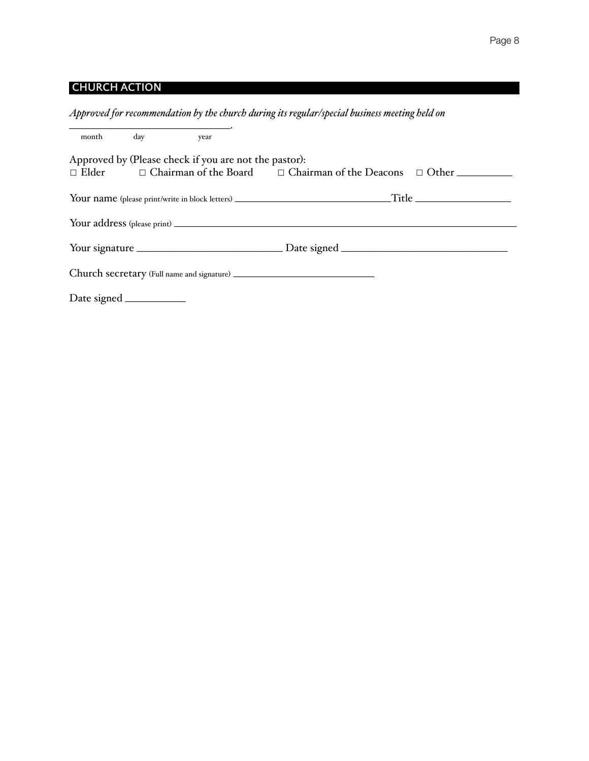## CHURCH ACTION

*Approved for recommendation by the church during its regular/special business meeting held on*

______________________________.
month day year

Approved by (Please check if you are not the pastor):
□ Elder □ Chairman of the Board □ Chairman of the Deacons □ Other __________

Your name (please print/write in block letters) ______________________________Title _________________

Your address (please print) ______________________________________________________________

Your signature __________________________ Date signed ______________________________

Church secretary (Full name and signature) __________________________

Date signed ___________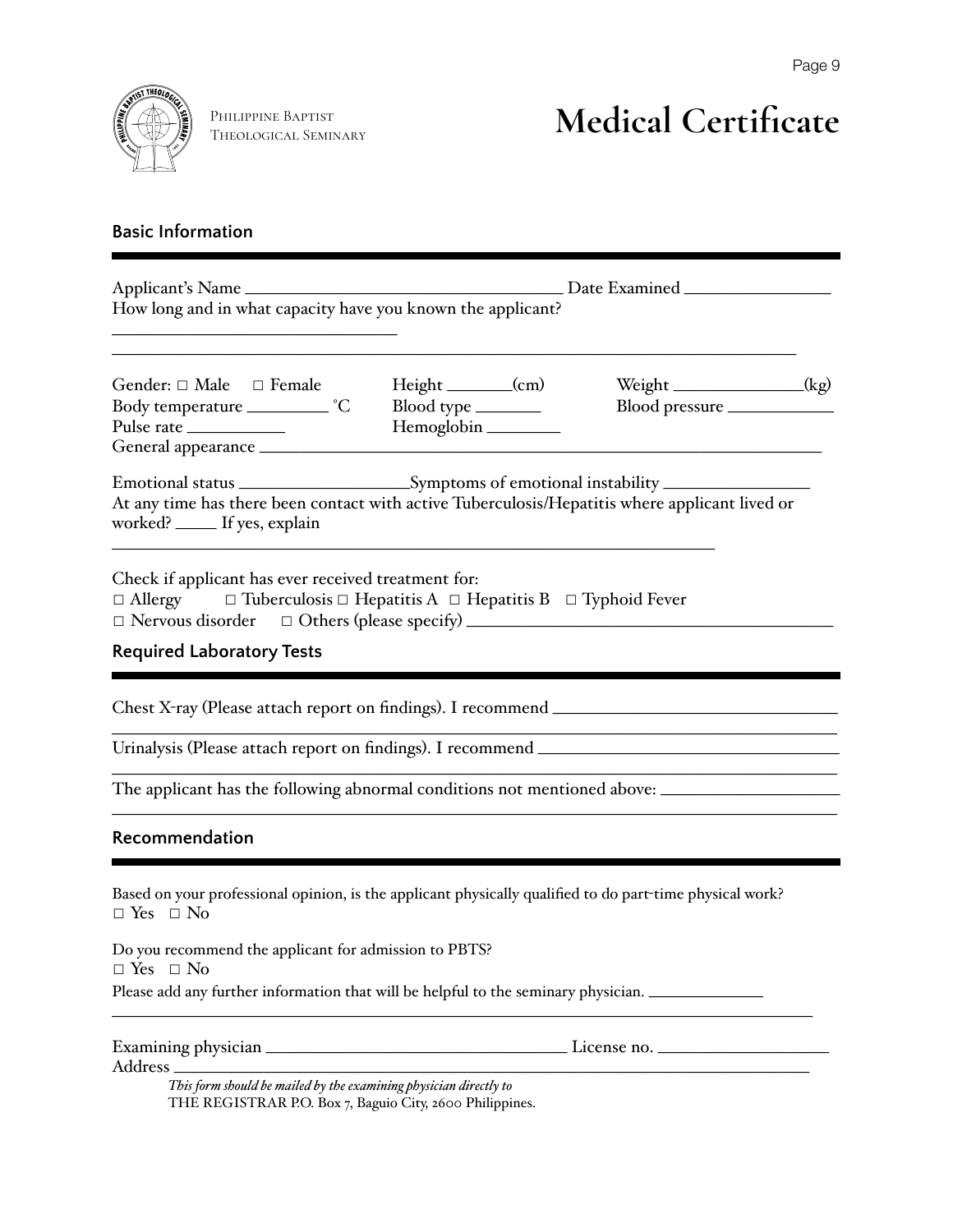Philippine Baptist Theological Seminary

# Medical Certificate

## Basic Information

Applicant's Name ______________________________ Date Examined ______________

How long and in what capacity have you known the applicant?

__________________________

______________________________________________________________________

Gender: □ Male □ Female   Height ________(cm)   Weight ______________(kg)

Body temperature _________ °C   Blood type ________   Blood pressure ____________

Pulse rate ___________   Hemoglobin ________

General appearance ______________________________________________________

Emotional status __________________Symptoms of emotional instability ________________

At any time has there been contact with active Tuberculosis/Hepatitis where applicant lived or worked? _____ If yes, explain

______________________________________________________________

Check if applicant has ever received treatment for:

□ Allergy □ Tuberculosis □ Hepatitis A □ Hepatitis B □ Typhoid Fever

□ Nervous disorder □ Others (please specify) ___________________________________

## Required Laboratory Tests

Chest X-ray (Please attach report on findings). I recommend ____________________________

______________________________________________________________________

Urinalysis (Please attach report on findings). I recommend ______________________________

______________________________________________________________________

The applicant has the following abnormal conditions not mentioned above: __________________

______________________________________________________________________

## Recommendation

Based on your professional opinion, is the applicant physically qualified to do part-time physical work?

□ Yes □ No

Do you recommend the applicant for admission to PBTS?

□ Yes □ No

Please add any further information that will be helpful to the seminary physician. _____________

______________________________________________________________________

Examining physician ______________________________ License no. __________________

Address ______________________________________________________________

*This form should be mailed by the examining physician directly to*

THE REGISTRAR P.O. Box 7, Baguio City, 2600 Philippines.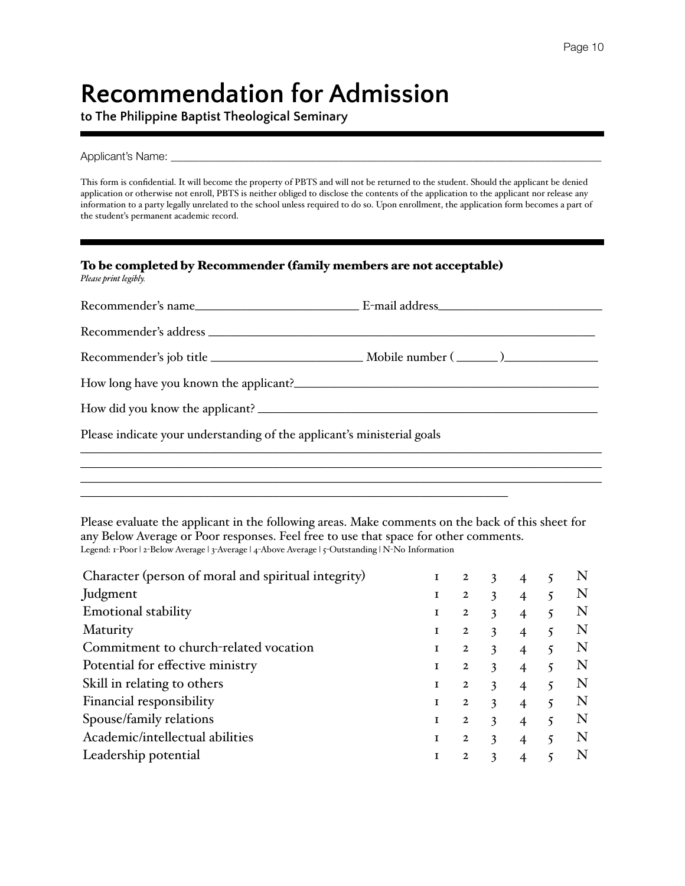# Recommendation for Admission

**to The Philippine Baptist Theological Seminary**

---

Applicant's Name: ___________________________________________________________________________

This form is confidential. It will become the property of PBTS and will not be returned to the student. Should the applicant be denied application or otherwise not enroll, PBTS is neither obliged to disclose the contents of the application to the applicant nor release any information to a party legally unrelated to the school unless required to do so. Upon enrollment, the application form becomes a part of the student's permanent academic record.

---

### To be completed by Recommender (family members are not acceptable)

*Please print legibly.*

Recommender's name__________________________ E-mail address__________________________

Recommender's address ________________________________________________________________

Recommender's job title ________________________ Mobile number ( ______ )______________

How long have you known the applicant?______________________________________________

How did you know the applicant? ____________________________________________________

Please indicate your understanding of the applicant's ministerial goals

_____________________________________________________________________________________

_____________________________________________________________________________________

_____________________________________________________________________________________

_____________________________________________________________________

Please evaluate the applicant in the following areas. Make comments on the back of this sheet for any Below Average or Poor responses. Feel free to use that space for other comments.

Legend: 1-Poor | 2-Below Average | 3-Average | 4-Above Average | 5-Outstanding | N-No Information

| | | | | | | |
|---|---|---|---|---|---|---|
| Character (person of moral and spiritual integrity) | 1 | 2 | 3 | 4 | 5 | N |
| Judgment | 1 | 2 | 3 | 4 | 5 | N |
| Emotional stability | 1 | 2 | 3 | 4 | 5 | N |
| Maturity | 1 | 2 | 3 | 4 | 5 | N |
| Commitment to church-related vocation | 1 | 2 | 3 | 4 | 5 | N |
| Potential for effective ministry | 1 | 2 | 3 | 4 | 5 | N |
| Skill in relating to others | 1 | 2 | 3 | 4 | 5 | N |
| Financial responsibility | 1 | 2 | 3 | 4 | 5 | N |
| Spouse/family relations | 1 | 2 | 3 | 4 | 5 | N |
| Academic/intellectual abilities | 1 | 2 | 3 | 4 | 5 | N |
| Leadership potential | 1 | 2 | 3 | 4 | 5 | N |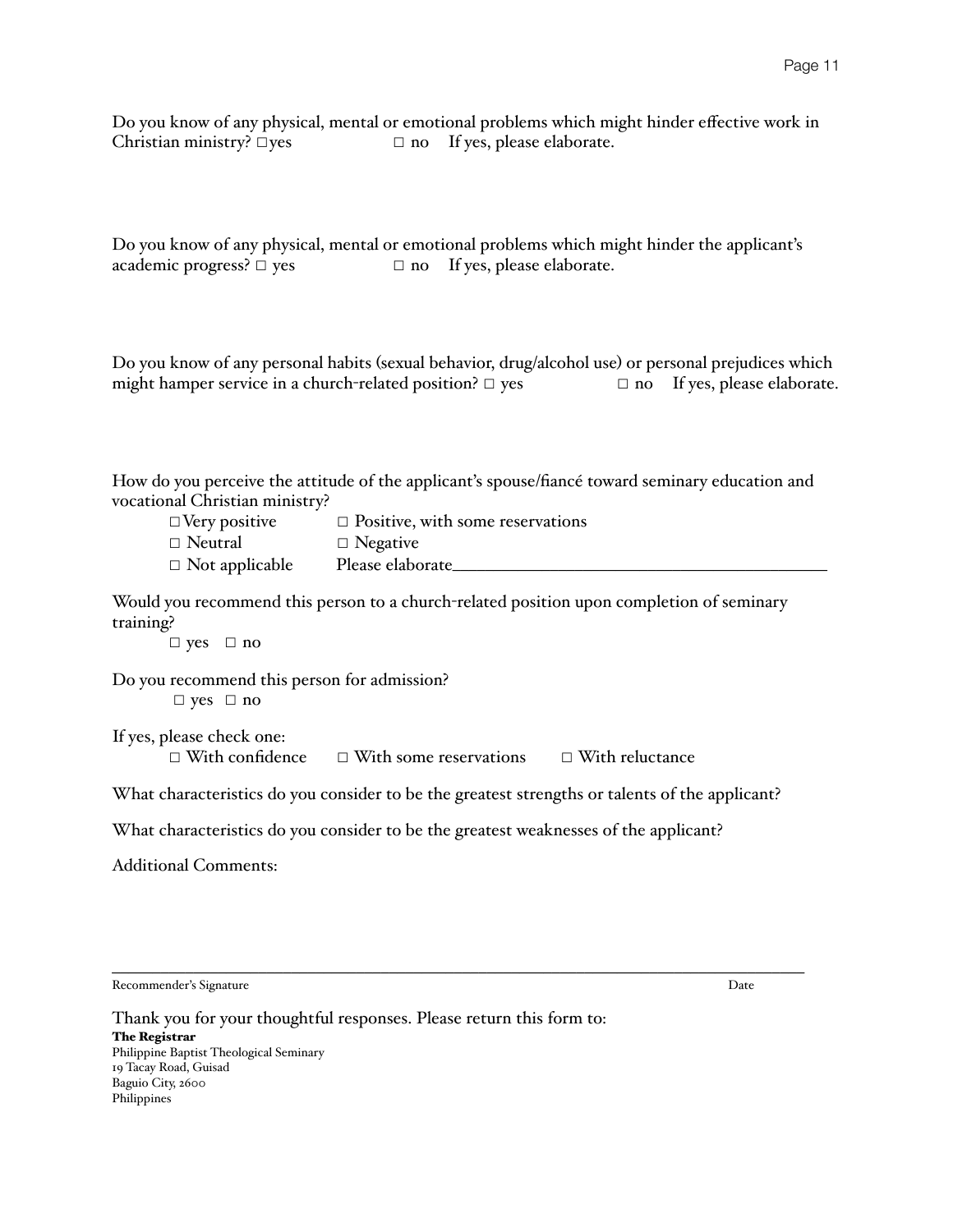Do you know of any physical, mental or emotional problems which might hinder effective work in Christian ministry? □ yes □ no If yes, please elaborate.

Do you know of any physical, mental or emotional problems which might hinder the applicant's academic progress? □ yes □ no If yes, please elaborate.

Do you know of any personal habits (sexual behavior, drug/alcohol use) or personal prejudices which might hamper service in a church-related position? □ yes □ no If yes, please elaborate.

How do you perceive the attitude of the applicant's spouse/fiancé toward seminary education and vocational Christian ministry?

□ Very positive □ Positive, with some reservations
□ Neutral □ Negative
□ Not applicable Please elaborate___________________________________________

Would you recommend this person to a church-related position upon completion of seminary training?

□ yes □ no

Do you recommend this person for admission?

□ yes □ no

If yes, please check one:

□ With confidence □ With some reservations □ With reluctance

What characteristics do you consider to be the greatest strengths or talents of the applicant?

What characteristics do you consider to be the greatest weaknesses of the applicant?

Additional Comments:

_____________________________________________________________________________

Recommender's Signature Date

Thank you for your thoughtful responses. Please return this form to:

**The Registrar**
Philippine Baptist Theological Seminary
19 Tacay Road, Guisad
Baguio City, 2600
Philippines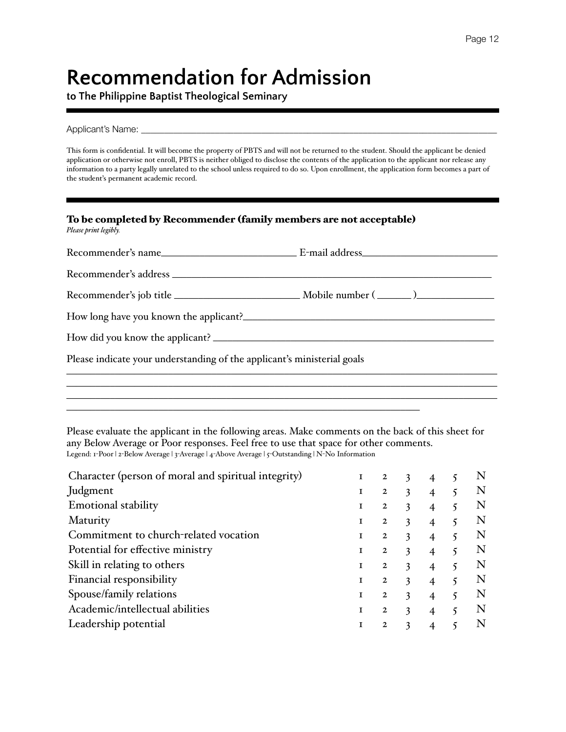# Recommendation for Admission

**to The Philippine Baptist Theological Seminary**

Applicant's Name: ______________________________________________________________

This form is confidential. It will become the property of PBTS and will not be returned to the student. Should the applicant be denied application or otherwise not enroll, PBTS is neither obliged to disclose the contents of the application to the applicant nor release any information to a party legally unrelated to the school unless required to do so. Upon enrollment, the application form becomes a part of the student's permanent academic record.

### To be completed by Recommender (family members are not acceptable)

*Please print legibly.*

Recommender's name__________________________ E-mail address__________________________

Recommender's address ______________________________________________________________

Recommender's job title ________________________ Mobile number ( ______ )_______________

How long have you known the applicant?________________________________________________

How did you know the applicant? ______________________________________________________

Please indicate your understanding of the applicant's ministerial goals

______________________________________________________________________________

______________________________________________________________________________

______________________________________________________________________________

_________________________________________________________________

Please evaluate the applicant in the following areas. Make comments on the back of this sheet for any Below Average or Poor responses. Feel free to use that space for other comments.

Legend: 1-Poor | 2-Below Average | 3-Average | 4-Above Average | 5-Outstanding | N-No Information

| | | | | | | |
|---|---|---|---|---|---|---|
| Character (person of moral and spiritual integrity) | 1 | 2 | 3 | 4 | 5 | N |
| Judgment | 1 | 2 | 3 | 4 | 5 | N |
| Emotional stability | 1 | 2 | 3 | 4 | 5 | N |
| Maturity | 1 | 2 | 3 | 4 | 5 | N |
| Commitment to church-related vocation | 1 | 2 | 3 | 4 | 5 | N |
| Potential for effective ministry | 1 | 2 | 3 | 4 | 5 | N |
| Skill in relating to others | 1 | 2 | 3 | 4 | 5 | N |
| Financial responsibility | 1 | 2 | 3 | 4 | 5 | N |
| Spouse/family relations | 1 | 2 | 3 | 4 | 5 | N |
| Academic/intellectual abilities | 1 | 2 | 3 | 4 | 5 | N |
| Leadership potential | 1 | 2 | 3 | 4 | 5 | N |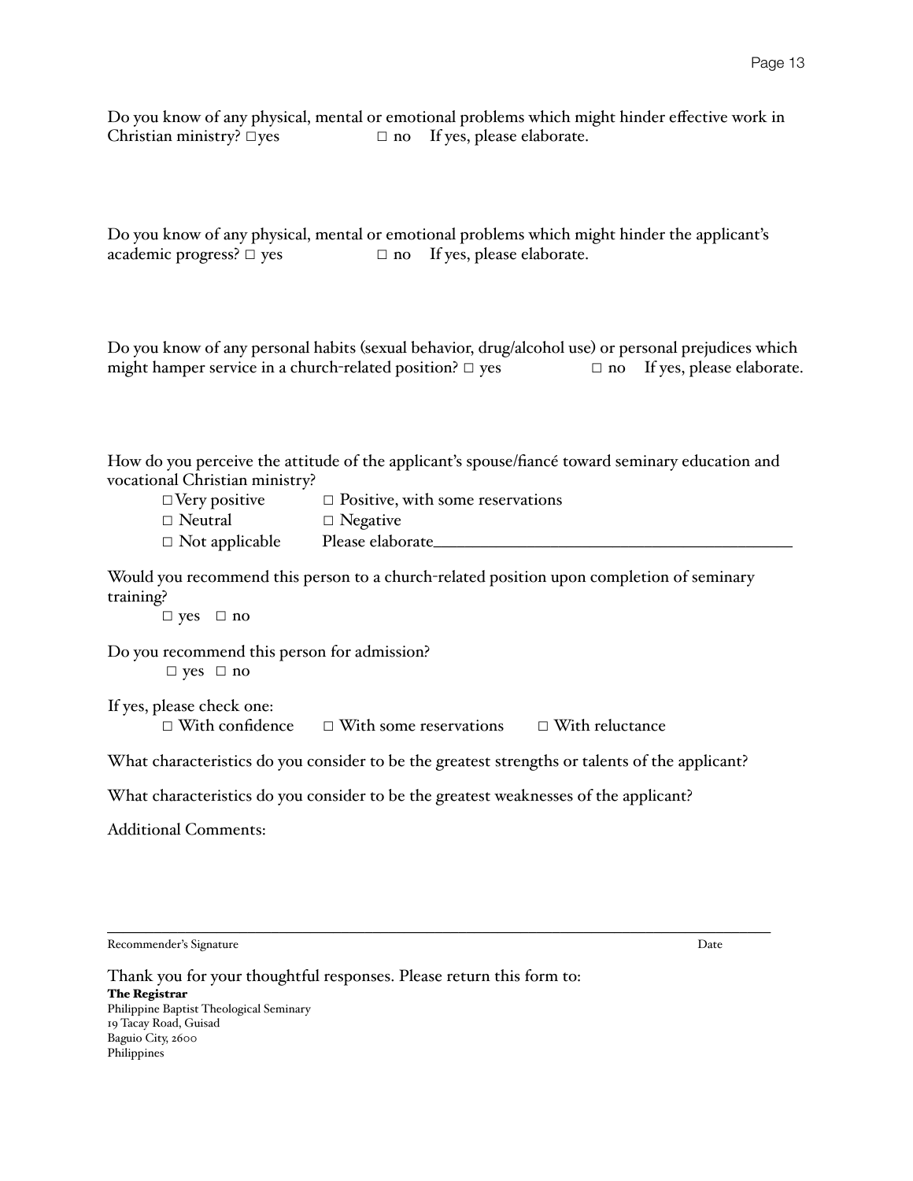Do you know of any physical, mental or emotional problems which might hinder effective work in Christian ministry? □ yes □ no If yes, please elaborate.

Do you know of any physical, mental or emotional problems which might hinder the applicant's academic progress? □ yes □ no If yes, please elaborate.

Do you know of any personal habits (sexual behavior, drug/alcohol use) or personal prejudices which might hamper service in a church-related position? □ yes □ no If yes, please elaborate.

How do you perceive the attitude of the applicant's spouse/fiancé toward seminary education and vocational Christian ministry?

□ Very positive □ Positive, with some reservations
□ Neutral □ Negative
□ Not applicable Please elaborate\_\_\_\_\_\_\_\_\_\_\_\_\_\_\_\_\_\_\_\_\_\_\_\_\_\_\_\_\_\_\_\_\_\_\_\_\_\_\_\_

Would you recommend this person to a church-related position upon completion of seminary training?

□ yes □ no

Do you recommend this person for admission?

□ yes □ no

If yes, please check one:

□ With confidence □ With some reservations □ With reluctance

What characteristics do you consider to be the greatest strengths or talents of the applicant?

What characteristics do you consider to be the greatest weaknesses of the applicant?

Additional Comments:

\_\_\_\_\_\_\_\_\_\_\_\_\_\_\_\_\_\_\_\_\_\_\_\_\_\_\_\_\_\_\_\_\_\_\_\_\_\_\_\_\_\_\_\_\_\_\_\_\_\_\_\_\_\_\_\_\_\_\_\_\_\_\_\_\_\_\_\_\_\_\_\_\_\_\_\_

Recommender's Signature Date

Thank you for your thoughtful responses. Please return this form to:

**The Registrar**
Philippine Baptist Theological Seminary
19 Tacay Road, Guisad
Baguio City, 2600
Philippines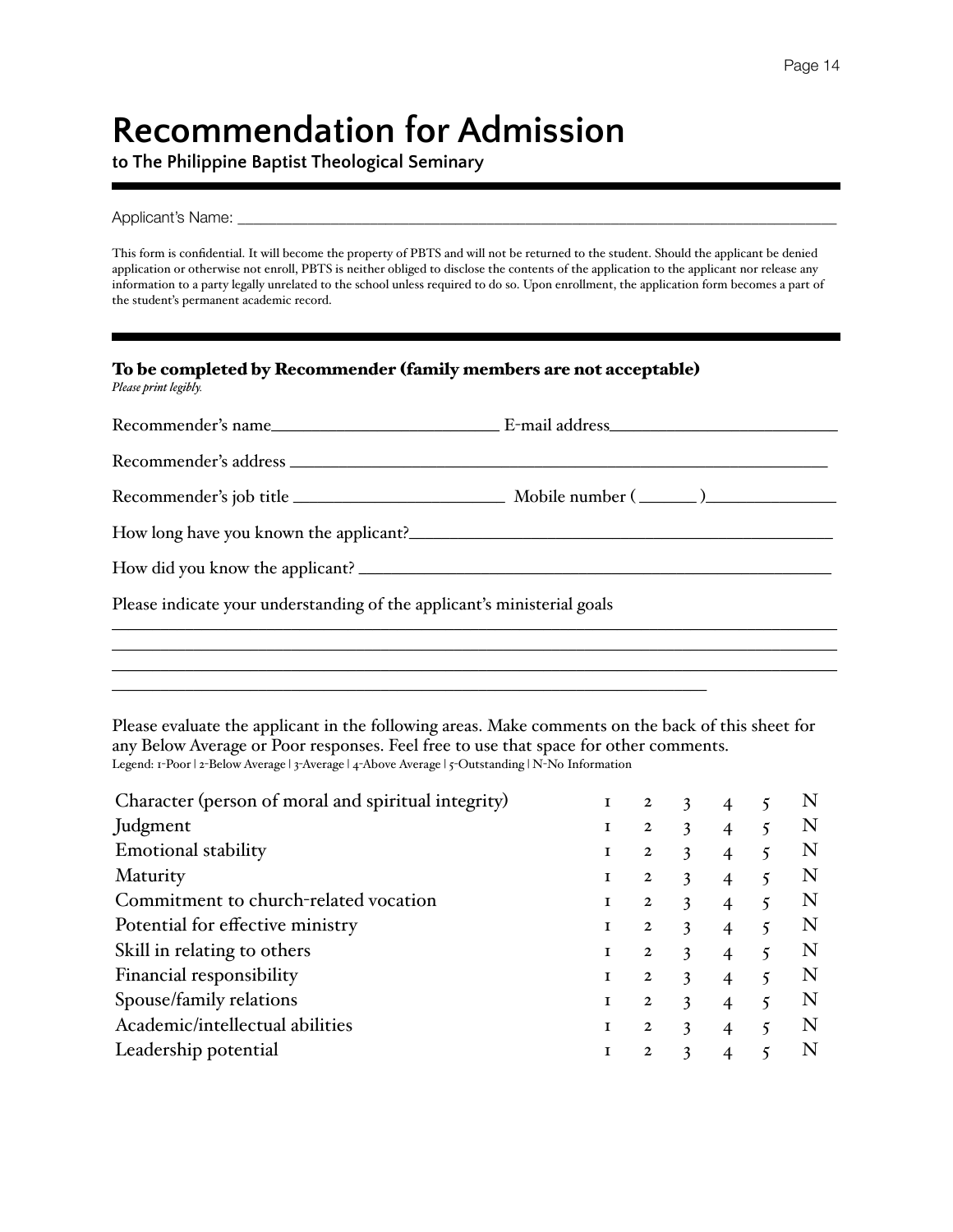# Recommendation for Admission

**to The Philippine Baptist Theological Seminary**

Applicant's Name: ______________________________________________________________________

This form is confidential. It will become the property of PBTS and will not be returned to the student. Should the applicant be denied application or otherwise not enroll, PBTS is neither obliged to disclose the contents of the application to the applicant nor release any information to a party legally unrelated to the school unless required to do so. Upon enrollment, the application form becomes a part of the student's permanent academic record.

### To be completed by Recommender (family members are not acceptable)

*Please print legibly.*

Recommender's name__________________________ E-mail address__________________________

Recommender's address _____________________________________________________________

Recommender's job title ________________________ Mobile number ( ______ )_______________

How long have you known the applicant?_________________________________________________

How did you know the applicant? _______________________________________________________

Please indicate your understanding of the applicant's ministerial goals

___________________________________________________________________________________

___________________________________________________________________________________

___________________________________________________________________________________

_________________________________________________________________

Please evaluate the applicant in the following areas. Make comments on the back of this sheet for any Below Average or Poor responses. Feel free to use that space for other comments.

Legend: 1-Poor | 2-Below Average | 3-Average | 4-Above Average | 5-Outstanding | N-No Information

| | | | | | | |
|---|---|---|---|---|---|---|
| Character (person of moral and spiritual integrity) | 1 | 2 | 3 | 4 | 5 | N |
| Judgment | 1 | 2 | 3 | 4 | 5 | N |
| Emotional stability | 1 | 2 | 3 | 4 | 5 | N |
| Maturity | 1 | 2 | 3 | 4 | 5 | N |
| Commitment to church-related vocation | 1 | 2 | 3 | 4 | 5 | N |
| Potential for effective ministry | 1 | 2 | 3 | 4 | 5 | N |
| Skill in relating to others | 1 | 2 | 3 | 4 | 5 | N |
| Financial responsibility | 1 | 2 | 3 | 4 | 5 | N |
| Spouse/family relations | 1 | 2 | 3 | 4 | 5 | N |
| Academic/intellectual abilities | 1 | 2 | 3 | 4 | 5 | N |
| Leadership potential | 1 | 2 | 3 | 4 | 5 | N |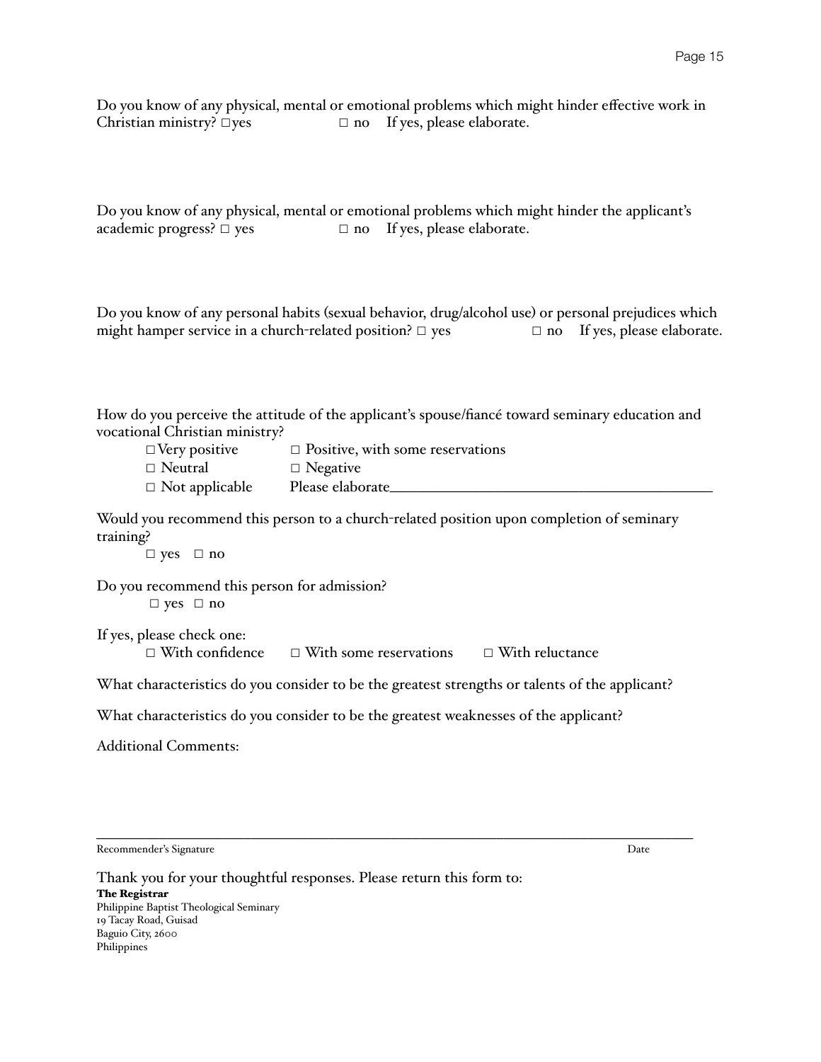Do you know of any physical, mental or emotional problems which might hinder effective work in Christian ministry? □ yes □ no If yes, please elaborate.

Do you know of any physical, mental or emotional problems which might hinder the applicant's academic progress? □ yes □ no If yes, please elaborate.

Do you know of any personal habits (sexual behavior, drug/alcohol use) or personal prejudices which might hamper service in a church-related position? □ yes □ no If yes, please elaborate.

How do you perceive the attitude of the applicant's spouse/fiancé toward seminary education and vocational Christian ministry?

□ Very positive □ Positive, with some reservations
□ Neutral □ Negative
□ Not applicable Please elaborate________________________________________

Would you recommend this person to a church-related position upon completion of seminary training?

□ yes □ no

Do you recommend this person for admission?

□ yes □ no

If yes, please check one:

□ With confidence □ With some reservations □ With reluctance

What characteristics do you consider to be the greatest strengths or talents of the applicant?

What characteristics do you consider to be the greatest weaknesses of the applicant?

Additional Comments:

________________________________________________________________________________

Recommender's Signature Date

Thank you for your thoughtful responses. Please return this form to:

**The Registrar**
Philippine Baptist Theological Seminary
19 Tacay Road, Guisad
Baguio City, 2600
Philippines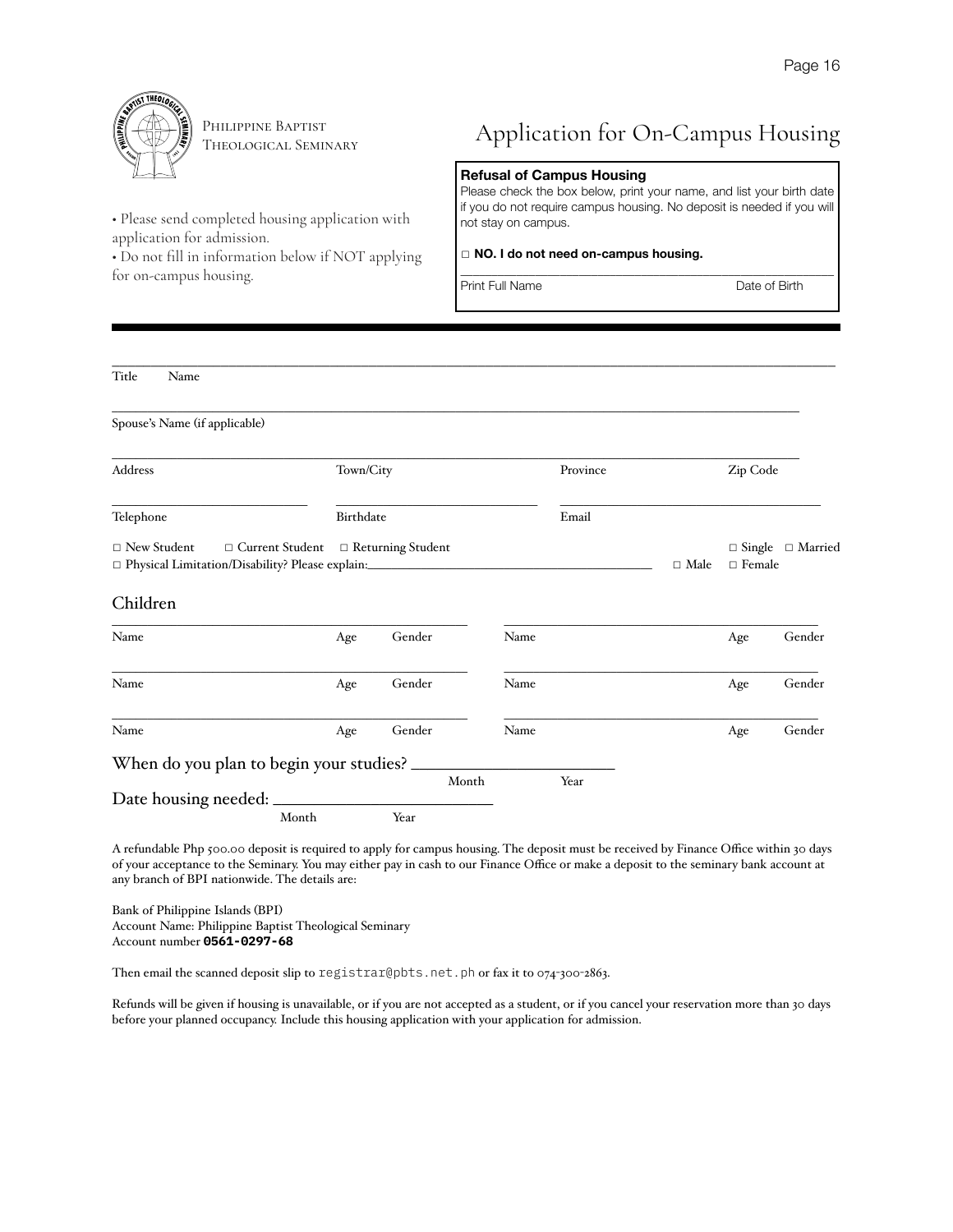Philippine Baptist Theological Seminary

# Application for On-Campus Housing

• Please send completed housing application with application for admission.
• Do not fill in information below if NOT applying for on-campus housing.

**Refusal of Campus Housing**
Please check the box below, print your name, and list your birth date if you do not require campus housing. No deposit is needed if you will not stay on campus.

**□ NO. I do not need on-campus housing.**

\_\_\_\_\_\_\_\_\_\_\_\_\_\_\_\_\_\_\_\_\_\_\_\_\_\_\_\_\_\_\_\_\_\_\_\_\_\_\_\_\_\_\_\_\_\_\_\_
Print Full Name                    Date of Birth

---

\_\_\_\_\_\_\_\_\_\_\_\_\_\_\_\_\_\_\_\_\_\_\_\_\_\_\_\_\_\_\_\_\_\_\_\_\_\_\_\_\_\_\_\_\_\_\_\_\_\_\_\_\_\_\_\_\_\_
Title    Name

\_\_\_\_\_\_\_\_\_\_\_\_\_\_\_\_\_\_\_\_\_\_\_\_\_\_\_\_\_\_\_\_\_\_\_\_\_\_\_\_\_\_\_\_\_\_\_\_\_\_\_\_\_\_\_\_\_\_
Spouse's Name (if applicable)

\_\_\_\_\_\_\_\_\_\_\_\_\_\_\_\_\_\_\_\_\_\_\_\_\_\_\_\_\_\_\_\_\_\_\_\_\_\_\_\_\_\_\_\_\_\_\_\_\_\_\_\_\_\_\_\_\_\_
Address    Town/City    Province    Zip Code

\_\_\_\_\_\_\_\_\_\_\_\_\_\_\_\_\_\_\_\_\_\_\_\_\_\_\_\_\_\_\_\_\_\_\_\_\_\_\_\_\_\_\_\_\_\_\_\_\_\_\_\_\_\_\_\_\_\_
Telephone    Birthdate    Email

□ New Student    □ Current Student    □ Returning Student    □ Single    □ Married
□ Physical Limitation/Disability? Please explain:\_\_\_\_\_\_\_\_\_\_\_\_\_\_\_\_\_\_\_\_\_\_\_\_    □ Male    □ Female

## Children

| Name | Age | Gender | Name | Age | Gender |
|---|---|---|---|---|---|
| | | | | | |
| | | | | | |
| | | | | | |

When do you plan to begin your studies? \_\_\_\_\_\_\_\_\_\_\_\_\_\_\_\_\_\_\_\_
Month    Year

Date housing needed: \_\_\_\_\_\_\_\_\_\_\_\_\_\_\_\_\_\_\_\_
Month    Year

A refundable Php 500.00 deposit is required to apply for campus housing. The deposit must be received by Finance Office within 30 days of your acceptance to the Seminary. You may either pay in cash to our Finance Office or make a deposit to the seminary bank account at any branch of BPI nationwide. The details are:

Bank of Philippine Islands (BPI)
Account Name: Philippine Baptist Theological Seminary
Account number **0561-0297-68**

Then email the scanned deposit slip to registrar@pbts.net.ph or fax it to 074-300-2863.

Refunds will be given if housing is unavailable, or if you are not accepted as a student, or if you cancel your reservation more than 30 days before your planned occupancy. Include this housing application with your application for admission.